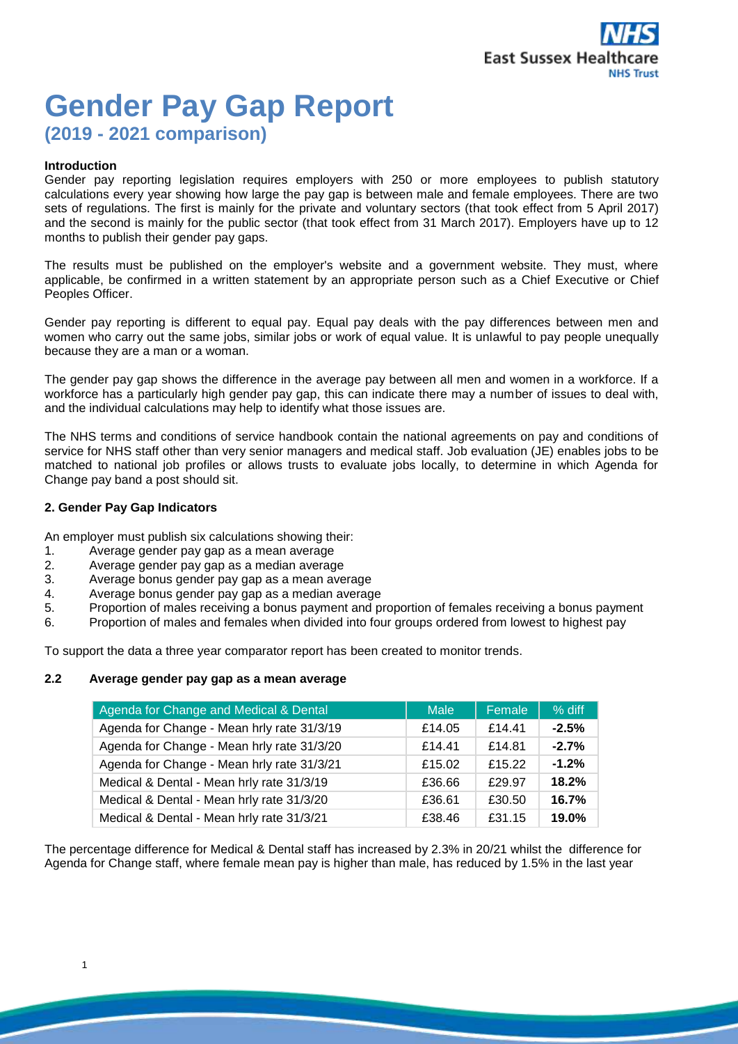# Gender Pay Gap Report

## (2019 - 2021 comparison)

**Introduction**

Gender pay reporting legislation requires employers with 250 or more employees to publish statutory calculations every year showing how large the pay gap is between male and female employees. There are two sets of regulations. The first is mainly for the private and voluntary sectors (that took effect from 5 April 2017) and the second is mainly for the public sector (that took effect from 31 March 2017). Employers have up to 12 months to publish their gender pay gaps.

The results must be published on the employer's website and a government website. They must, where applicable, be confirmed in a written statement by an appropriate person such as a Chief Executive or Chief Peoples Officer.

Gender pay reporting is different to equal pay. Equal pay deals with the pay differences between men and women who carry out the same jobs, similar jobs or work of equal value. It is unlawful to pay people unequally because they are a man or a woman.

The gender pay gap shows the difference in the average pay between all men and women in a workforce. If a workforce has a particularly high gender pay gap, this can indicate there may a number of issues to deal with, and the individual calculations may help to identify what those issues are.

The NHS terms and conditions of service handbook contain the national agreements on pay and conditions of service for NHS staff other than very senior managers and medical staff. Job evaluation (JE) enables jobs to be matched to national job profiles or allows trusts to evaluate jobs locally, to determine in which Agenda for Change pay band a post should sit.

**2. Gender Pay Gap Indicators**

An employer must publish six calculations showing their:

1. Average gender pay gap as a mean average
2. Average gender pay gap as a median average
3. Average bonus gender pay gap as a mean average
4. Average bonus gender pay gap as a median average
5. Proportion of males receiving a bonus payment and proportion of females receiving a bonus payment
6. Proportion of males and females when divided into four groups ordered from lowest to highest pay

To support the data a three year comparator report has been created to monitor trends.

**2.2 Average gender pay gap as a mean average**

| Agenda for Change and Medical & Dental | Male | Female | % diff |
|---|---|---|---|
| Agenda for Change - Mean hrly rate 31/3/19 | £14.05 | £14.41 | **-2.5%** |
| Agenda for Change - Mean hrly rate 31/3/20 | £14.41 | £14.81 | **-2.7%** |
| Agenda for Change - Mean hrly rate 31/3/21 | £15.02 | £15.22 | **-1.2%** |
| Medical & Dental - Mean hrly rate 31/3/19 | £36.66 | £29.97 | **18.2%** |
| Medical & Dental - Mean hrly rate 31/3/20 | £36.61 | £30.50 | **16.7%** |
| Medical & Dental - Mean hrly rate 31/3/21 | £38.46 | £31.15 | **19.0%** |

The percentage difference for Medical & Dental staff has increased by 2.3% in 20/21 whilst the difference for Agenda for Change staff, where female mean pay is higher than male, has reduced by 1.5% in the last year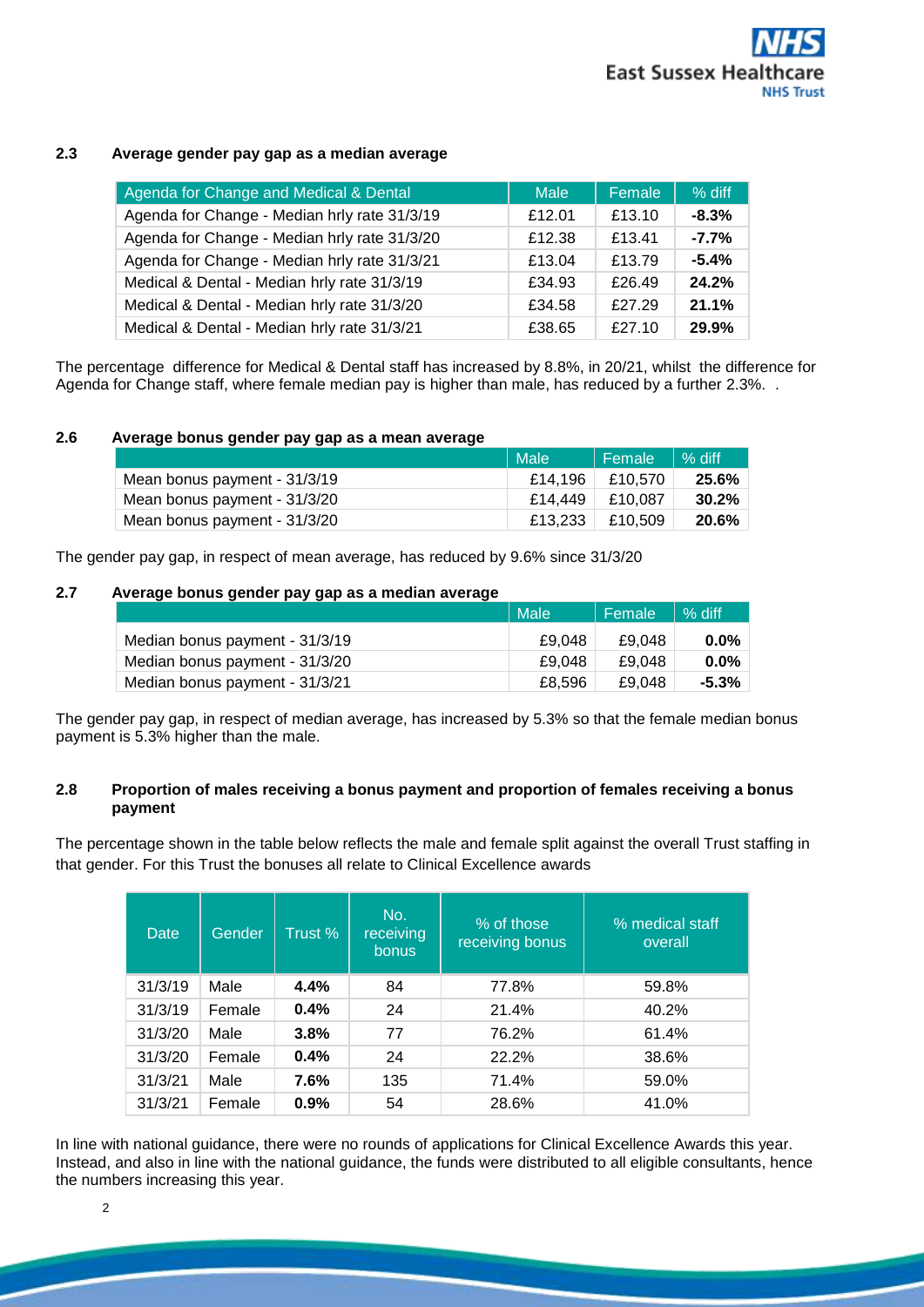### 2.3 Average gender pay gap as a median average

| Agenda for Change and Medical & Dental | Male | Female | % diff |
|---|---|---|---|
| Agenda for Change - Median hrly rate 31/3/19 | £12.01 | £13.10 | **-8.3%** |
| Agenda for Change - Median hrly rate 31/3/20 | £12.38 | £13.41 | **-7.7%** |
| Agenda for Change - Median hrly rate 31/3/21 | £13.04 | £13.79 | **-5.4%** |
| Medical & Dental - Median hrly rate 31/3/19 | £34.93 | £26.49 | **24.2%** |
| Medical & Dental - Median hrly rate 31/3/20 | £34.58 | £27.29 | **21.1%** |
| Medical & Dental - Median hrly rate 31/3/21 | £38.65 | £27.10 | **29.9%** |

The percentage difference for Medical & Dental staff has increased by 8.8%, in 20/21, whilst the difference for Agenda for Change staff, where female median pay is higher than male, has reduced by a further 2.3%. .

### 2.6 Average bonus gender pay gap as a mean average

| | Male | Female | % diff |
|---|---|---|---|
| Mean bonus payment - 31/3/19 | £14,196 | £10,570 | **25.6%** |
| Mean bonus payment - 31/3/20 | £14,449 | £10,087 | **30.2%** |
| Mean bonus payment - 31/3/20 | £13,233 | £10,509 | **20.6%** |

The gender pay gap, in respect of mean average, has reduced by 9.6% since 31/3/20

### 2.7 Average bonus gender pay gap as a median average

| | Male | Female | % diff |
|---|---|---|---|
| Median bonus payment - 31/3/19 | £9,048 | £9,048 | **0.0%** |
| Median bonus payment - 31/3/20 | £9,048 | £9,048 | **0.0%** |
| Median bonus payment - 31/3/21 | £8,596 | £9,048 | **-5.3%** |

The gender pay gap, in respect of median average, has increased by 5.3% so that the female median bonus payment is 5.3% higher than the male.

### 2.8 Proportion of males receiving a bonus payment and proportion of females receiving a bonus payment

The percentage shown in the table below reflects the male and female split against the overall Trust staffing in that gender. For this Trust the bonuses all relate to Clinical Excellence awards

| Date | Gender | Trust % | No. receiving bonus | % of those receiving bonus | % medical staff overall |
|---|---|---|---|---|---|
| 31/3/19 | Male | **4.4%** | 84 | 77.8% | 59.8% |
| 31/3/19 | Female | **0.4%** | 24 | 21.4% | 40.2% |
| 31/3/20 | Male | **3.8%** | 77 | 76.2% | 61.4% |
| 31/3/20 | Female | **0.4%** | 24 | 22.2% | 38.6% |
| 31/3/21 | Male | **7.6%** | 135 | 71.4% | 59.0% |
| 31/3/21 | Female | **0.9%** | 54 | 28.6% | 41.0% |

In line with national guidance, there were no rounds of applications for Clinical Excellence Awards this year. Instead, and also in line with the national guidance, the funds were distributed to all eligible consultants, hence the numbers increasing this year.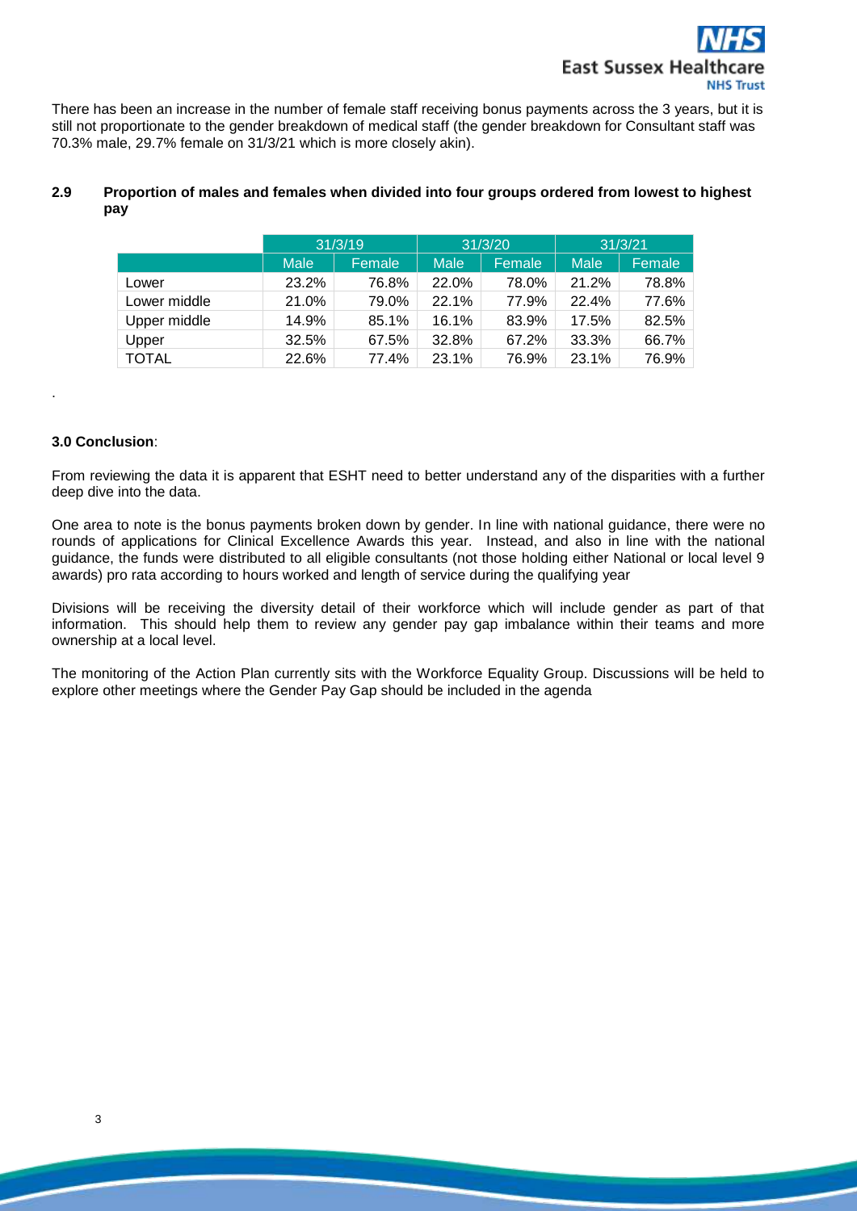There has been an increase in the number of female staff receiving bonus payments across the 3 years, but it is still not proportionate to the gender breakdown of medical staff (the gender breakdown for Consultant staff was 70.3% male, 29.7% female on 31/3/21 which is more closely akin).

**2.9 Proportion of males and females when divided into four groups ordered from lowest to highest pay**

| | 31/3/19 | | 31/3/20 | | 31/3/21 | |
|---|---|---|---|---|---|---|
| | Male | Female | Male | Female | Male | Female |
| Lower | 23.2% | 76.8% | 22.0% | 78.0% | 21.2% | 78.8% |
| Lower middle | 21.0% | 79.0% | 22.1% | 77.9% | 22.4% | 77.6% |
| Upper middle | 14.9% | 85.1% | 16.1% | 83.9% | 17.5% | 82.5% |
| Upper | 32.5% | 67.5% | 32.8% | 67.2% | 33.3% | 66.7% |
| TOTAL | 22.6% | 77.4% | 23.1% | 76.9% | 23.1% | 76.9% |

.

**3.0 Conclusion**:

From reviewing the data it is apparent that ESHT need to better understand any of the disparities with a further deep dive into the data.

One area to note is the bonus payments broken down by gender. In line with national guidance, there were no rounds of applications for Clinical Excellence Awards this year. Instead, and also in line with the national guidance, the funds were distributed to all eligible consultants (not those holding either National or local level 9 awards) pro rata according to hours worked and length of service during the qualifying year

Divisions will be receiving the diversity detail of their workforce which will include gender as part of that information. This should help them to review any gender pay gap imbalance within their teams and more ownership at a local level.

The monitoring of the Action Plan currently sits with the Workforce Equality Group. Discussions will be held to explore other meetings where the Gender Pay Gap should be included in the agenda